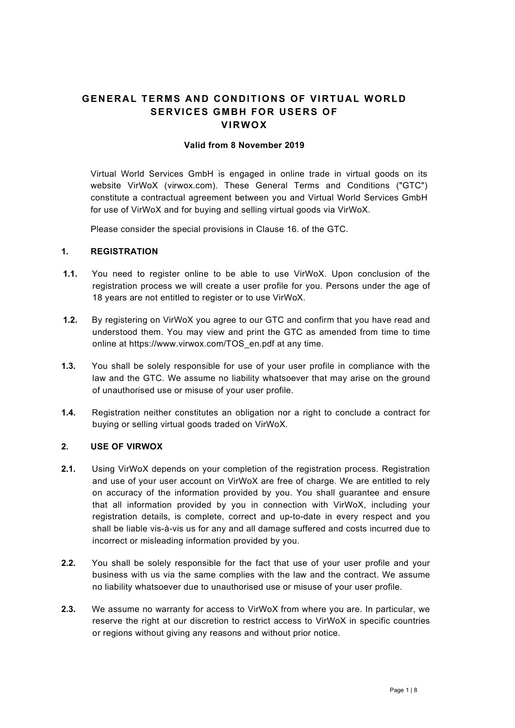# GENERAL TERMS AND CONDITIONS OF VIRTUAL WORLD SERVICES GMBH FOR USERS OF VIRWOX

**Valid from 8 November 2019**

Virtual World Services GmbH is engaged in online trade in virtual goods on its website VirWoX (virwox.com). These General Terms and Conditions ("GTC") constitute a contractual agreement between you and Virtual World Services GmbH for use of VirWoX and for buying and selling virtual goods via VirWoX.

Please consider the special provisions in Clause 16. of the GTC.

## 1. REGISTRATION

**1.1.** You need to register online to be able to use VirWoX. Upon conclusion of the registration process we will create a user profile for you. Persons under the age of 18 years are not entitled to register or to use VirWoX.

**1.2.** By registering on VirWoX you agree to our GTC and confirm that you have read and understood them. You may view and print the GTC as amended from time to time online at https://www.virwox.com/TOS_en.pdf at any time.

**1.3.** You shall be solely responsible for use of your user profile in compliance with the law and the GTC. We assume no liability whatsoever that may arise on the ground of unauthorised use or misuse of your user profile.

**1.4.** Registration neither constitutes an obligation nor a right to conclude a contract for buying or selling virtual goods traded on VirWoX.

## 2. USE OF VIRWOX

**2.1.** Using VirWoX depends on your completion of the registration process. Registration and use of your user account on VirWoX are free of charge. We are entitled to rely on accuracy of the information provided by you. You shall guarantee and ensure that all information provided by you in connection with VirWoX, including your registration details, is complete, correct and up-to-date in every respect and you shall be liable vis-à-vis us for any and all damage suffered and costs incurred due to incorrect or misleading information provided by you.

**2.2.** You shall be solely responsible for the fact that use of your user profile and your business with us via the same complies with the law and the contract. We assume no liability whatsoever due to unauthorised use or misuse of your user profile.

**2.3.** We assume no warranty for access to VirWoX from where you are. In particular, we reserve the right at our discretion to restrict access to VirWoX in specific countries or regions without giving any reasons and without prior notice.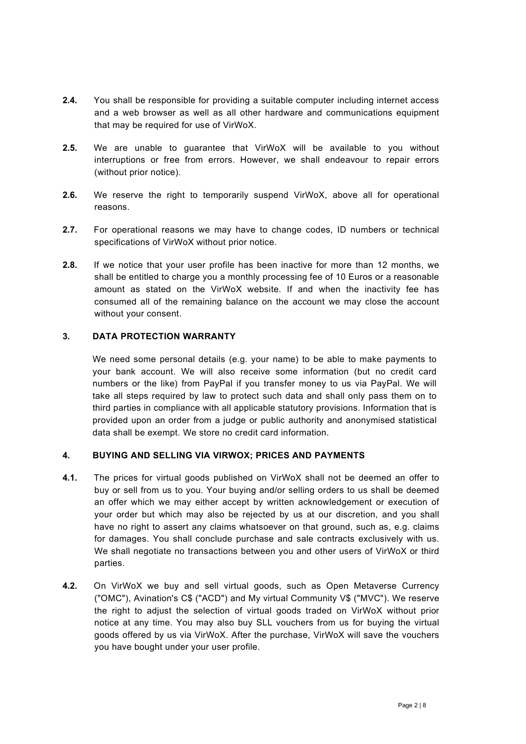**2.4.** You shall be responsible for providing a suitable computer including internet access and a web browser as well as all other hardware and communications equipment that may be required for use of VirWoX.

**2.5.** We are unable to guarantee that VirWoX will be available to you without interruptions or free from errors. However, we shall endeavour to repair errors (without prior notice).

**2.6.** We reserve the right to temporarily suspend VirWoX, above all for operational reasons.

**2.7.** For operational reasons we may have to change codes, ID numbers or technical specifications of VirWoX without prior notice.

**2.8.** If we notice that your user profile has been inactive for more than 12 months, we shall be entitled to charge you a monthly processing fee of 10 Euros or a reasonable amount as stated on the VirWoX website. If and when the inactivity fee has consumed all of the remaining balance on the account we may close the account without your consent.

## 3. DATA PROTECTION WARRANTY

We need some personal details (e.g. your name) to be able to make payments to your bank account. We will also receive some information (but no credit card numbers or the like) from PayPal if you transfer money to us via PayPal. We will take all steps required by law to protect such data and shall only pass them on to third parties in compliance with all applicable statutory provisions. Information that is provided upon an order from a judge or public authority and anonymised statistical data shall be exempt. We store no credit card information.

## 4. BUYING AND SELLING VIA VIRWOX; PRICES AND PAYMENTS

**4.1.** The prices for virtual goods published on VirWoX shall not be deemed an offer to buy or sell from us to you. Your buying and/or selling orders to us shall be deemed an offer which we may either accept by written acknowledgement or execution of your order but which may also be rejected by us at our discretion, and you shall have no right to assert any claims whatsoever on that ground, such as, e.g. claims for damages. You shall conclude purchase and sale contracts exclusively with us. We shall negotiate no transactions between you and other users of VirWoX or third parties.

**4.2.** On VirWoX we buy and sell virtual goods, such as Open Metaverse Currency ("OMC"), Avination's C$ ("ACD") and My virtual Community V$ ("MVC"). We reserve the right to adjust the selection of virtual goods traded on VirWoX without prior notice at any time. You may also buy SLL vouchers from us for buying the virtual goods offered by us via VirWoX. After the purchase, VirWoX will save the vouchers you have bought under your user profile.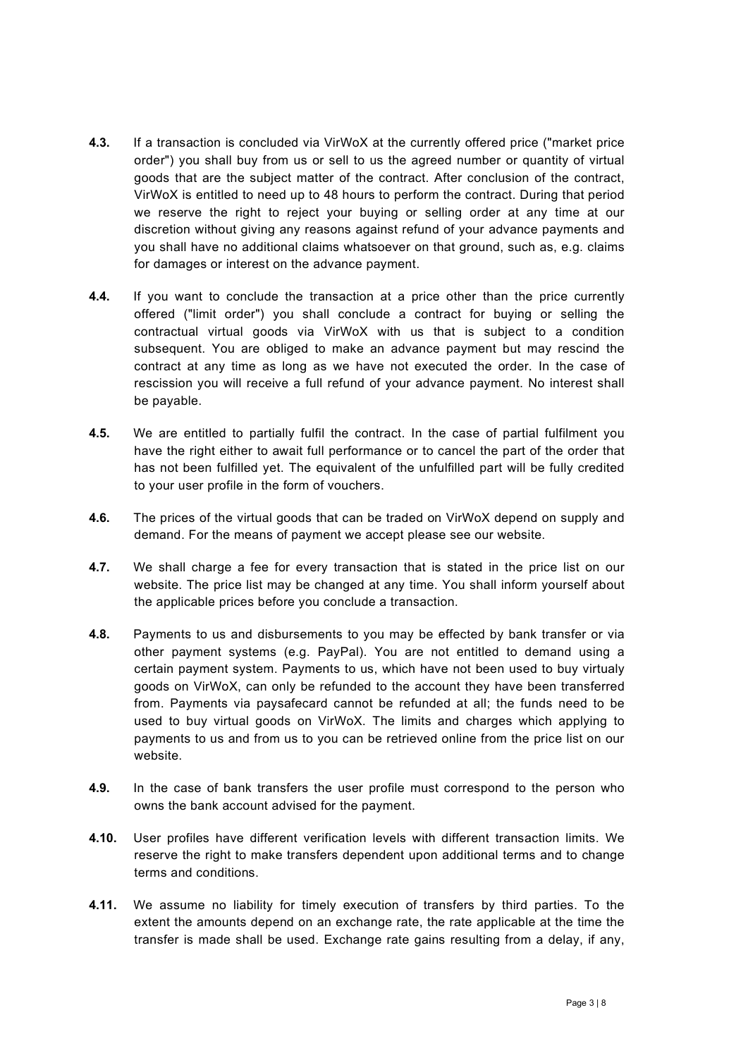**4.3.** If a transaction is concluded via VirWoX at the currently offered price ("market price order") you shall buy from us or sell to us the agreed number or quantity of virtual goods that are the subject matter of the contract. After conclusion of the contract, VirWoX is entitled to need up to 48 hours to perform the contract. During that period we reserve the right to reject your buying or selling order at any time at our discretion without giving any reasons against refund of your advance payments and you shall have no additional claims whatsoever on that ground, such as, e.g. claims for damages or interest on the advance payment.

**4.4.** If you want to conclude the transaction at a price other than the price currently offered ("limit order") you shall conclude a contract for buying or selling the contractual virtual goods via VirWoX with us that is subject to a condition subsequent. You are obliged to make an advance payment but may rescind the contract at any time as long as we have not executed the order. In the case of rescission you will receive a full refund of your advance payment. No interest shall be payable.

**4.5.** We are entitled to partially fulfil the contract. In the case of partial fulfilment you have the right either to await full performance or to cancel the part of the order that has not been fulfilled yet. The equivalent of the unfulfilled part will be fully credited to your user profile in the form of vouchers.

**4.6.** The prices of the virtual goods that can be traded on VirWoX depend on supply and demand. For the means of payment we accept please see our website.

**4.7.** We shall charge a fee for every transaction that is stated in the price list on our website. The price list may be changed at any time. You shall inform yourself about the applicable prices before you conclude a transaction.

**4.8.** Payments to us and disbursements to you may be effected by bank transfer or via other payment systems (e.g. PayPal). You are not entitled to demand using a certain payment system. Payments to us, which have not been used to buy virtualy goods on VirWoX, can only be refunded to the account they have been transferred from. Payments via paysafecard cannot be refunded at all; the funds need to be used to buy virtual goods on VirWoX. The limits and charges which applying to payments to us and from us to you can be retrieved online from the price list on our website.

**4.9.** In the case of bank transfers the user profile must correspond to the person who owns the bank account advised for the payment.

**4.10.** User profiles have different verification levels with different transaction limits. We reserve the right to make transfers dependent upon additional terms and to change terms and conditions.

**4.11.** We assume no liability for timely execution of transfers by third parties. To the extent the amounts depend on an exchange rate, the rate applicable at the time the transfer is made shall be used. Exchange rate gains resulting from a delay, if any,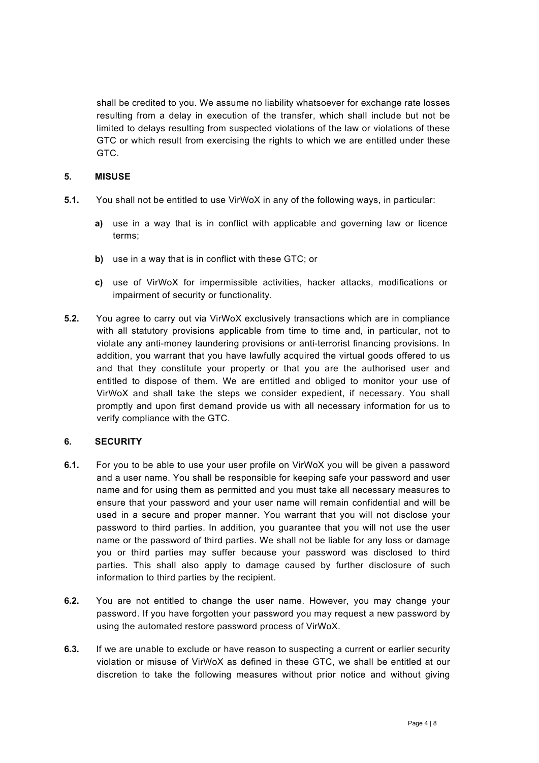shall be credited to you. We assume no liability whatsoever for exchange rate losses resulting from a delay in execution of the transfer, which shall include but not be limited to delays resulting from suspected violations of the law or violations of these GTC or which result from exercising the rights to which we are entitled under these GTC.

## 5. MISUSE

**5.1.** You shall not be entitled to use VirWoX in any of the following ways, in particular:

**a)** use in a way that is in conflict with applicable and governing law or licence terms;

**b)** use in a way that is in conflict with these GTC; or

**c)** use of VirWoX for impermissible activities, hacker attacks, modifications or impairment of security or functionality.

**5.2.** You agree to carry out via VirWoX exclusively transactions which are in compliance with all statutory provisions applicable from time to time and, in particular, not to violate any anti-money laundering provisions or anti-terrorist financing provisions. In addition, you warrant that you have lawfully acquired the virtual goods offered to us and that they constitute your property or that you are the authorised user and entitled to dispose of them. We are entitled and obliged to monitor your use of VirWoX and shall take the steps we consider expedient, if necessary. You shall promptly and upon first demand provide us with all necessary information for us to verify compliance with the GTC.

## 6. SECURITY

**6.1.** For you to be able to use your user profile on VirWoX you will be given a password and a user name. You shall be responsible for keeping safe your password and user name and for using them as permitted and you must take all necessary measures to ensure that your password and your user name will remain confidential and will be used in a secure and proper manner. You warrant that you will not disclose your password to third parties. In addition, you guarantee that you will not use the user name or the password of third parties. We shall not be liable for any loss or damage you or third parties may suffer because your password was disclosed to third parties. This shall also apply to damage caused by further disclosure of such information to third parties by the recipient.

**6.2.** You are not entitled to change the user name. However, you may change your password. If you have forgotten your password you may request a new password by using the automated restore password process of VirWoX.

**6.3.** If we are unable to exclude or have reason to suspecting a current or earlier security violation or misuse of VirWoX as defined in these GTC, we shall be entitled at our discretion to take the following measures without prior notice and without giving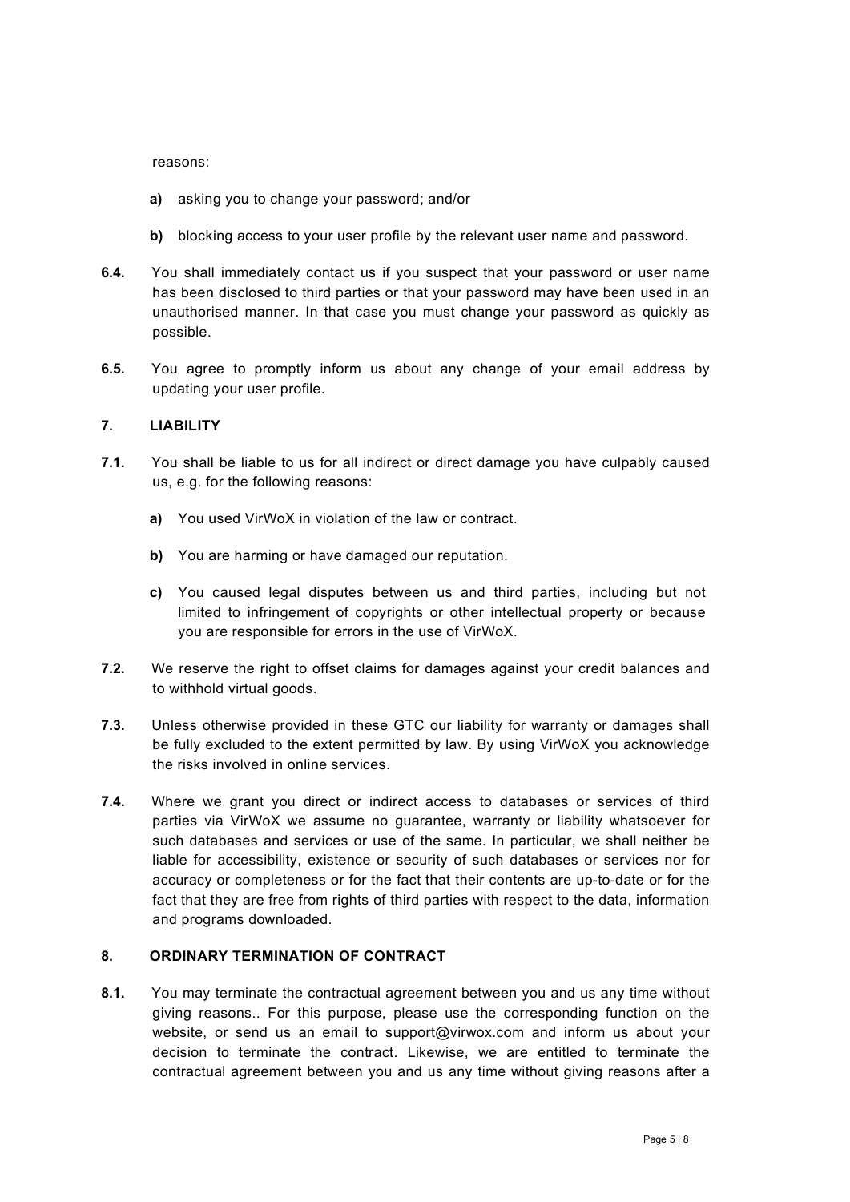reasons:

**a)** asking you to change your password; and/or

**b)** blocking access to your user profile by the relevant user name and password.

**6.4.** You shall immediately contact us if you suspect that your password or user name has been disclosed to third parties or that your password may have been used in an unauthorised manner. In that case you must change your password as quickly as possible.

**6.5.** You agree to promptly inform us about any change of your email address by updating your user profile.

## 7. LIABILITY

**7.1.** You shall be liable to us for all indirect or direct damage you have culpably caused us, e.g. for the following reasons:

**a)** You used VirWoX in violation of the law or contract.

**b)** You are harming or have damaged our reputation.

**c)** You caused legal disputes between us and third parties, including but not limited to infringement of copyrights or other intellectual property or because you are responsible for errors in the use of VirWoX.

**7.2.** We reserve the right to offset claims for damages against your credit balances and to withhold virtual goods.

**7.3.** Unless otherwise provided in these GTC our liability for warranty or damages shall be fully excluded to the extent permitted by law. By using VirWoX you acknowledge the risks involved in online services.

**7.4.** Where we grant you direct or indirect access to databases or services of third parties via VirWoX we assume no guarantee, warranty or liability whatsoever for such databases and services or use of the same. In particular, we shall neither be liable for accessibility, existence or security of such databases or services nor for accuracy or completeness or for the fact that their contents are up-to-date or for the fact that they are free from rights of third parties with respect to the data, information and programs downloaded.

## 8. ORDINARY TERMINATION OF CONTRACT

**8.1.** You may terminate the contractual agreement between you and us any time without giving reasons.. For this purpose, please use the corresponding function on the website, or send us an email to support@virwox.com and inform us about your decision to terminate the contract. Likewise, we are entitled to terminate the contractual agreement between you and us any time without giving reasons after a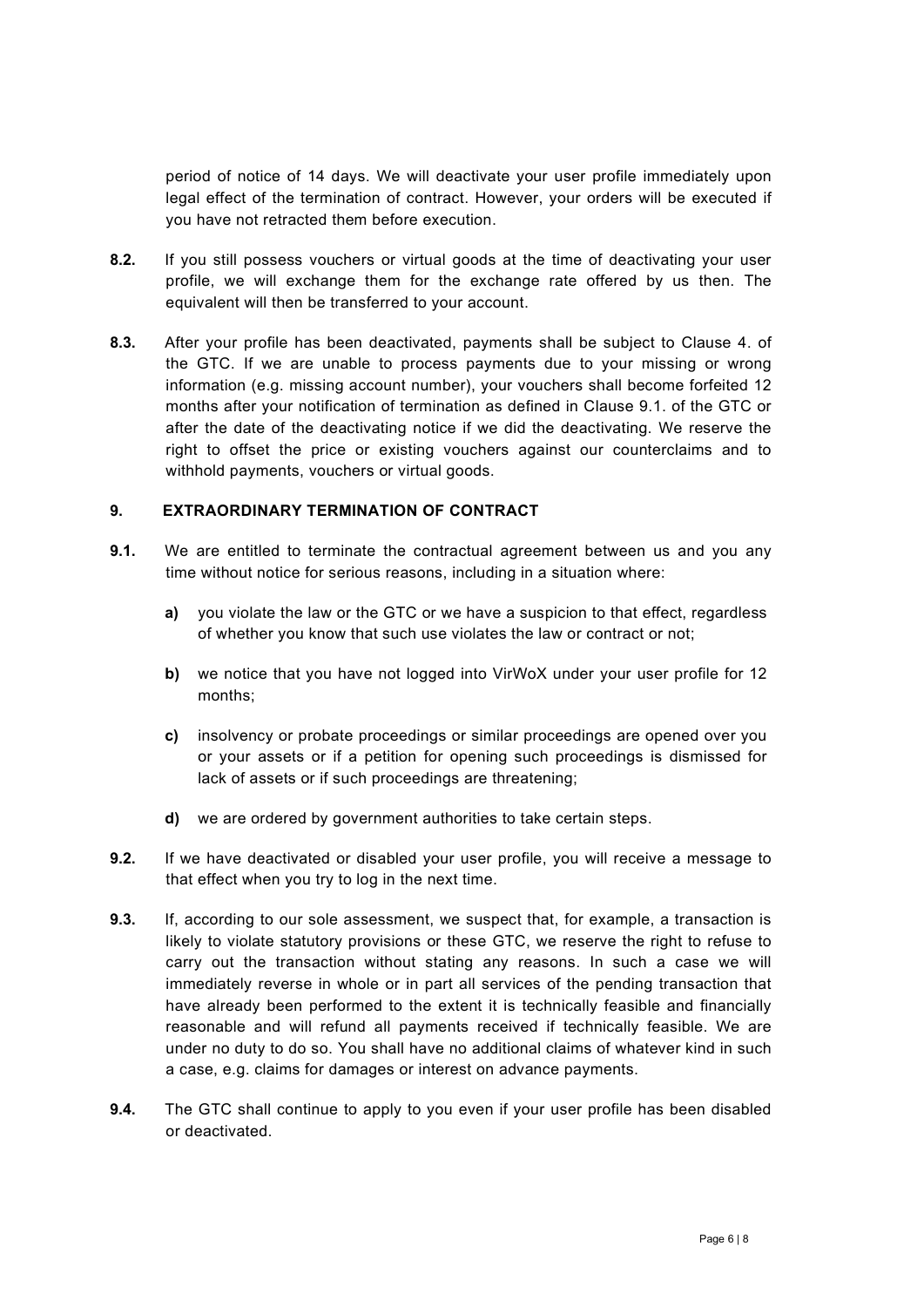period of notice of 14 days. We will deactivate your user profile immediately upon legal effect of the termination of contract. However, your orders will be executed if you have not retracted them before execution.

**8.2.** If you still possess vouchers or virtual goods at the time of deactivating your user profile, we will exchange them for the exchange rate offered by us then. The equivalent will then be transferred to your account.

**8.3.** After your profile has been deactivated, payments shall be subject to Clause 4. of the GTC. If we are unable to process payments due to your missing or wrong information (e.g. missing account number), your vouchers shall become forfeited 12 months after your notification of termination as defined in Clause 9.1. of the GTC or after the date of the deactivating notice if we did the deactivating. We reserve the right to offset the price or existing vouchers against our counterclaims and to withhold payments, vouchers or virtual goods.

## 9. EXTRAORDINARY TERMINATION OF CONTRACT

**9.1.** We are entitled to terminate the contractual agreement between us and you any time without notice for serious reasons, including in a situation where:

- **a)** you violate the law or the GTC or we have a suspicion to that effect, regardless of whether you know that such use violates the law or contract or not;
- **b)** we notice that you have not logged into VirWoX under your user profile for 12 months;
- **c)** insolvency or probate proceedings or similar proceedings are opened over you or your assets or if a petition for opening such proceedings is dismissed for lack of assets or if such proceedings are threatening;
- **d)** we are ordered by government authorities to take certain steps.

**9.2.** If we have deactivated or disabled your user profile, you will receive a message to that effect when you try to log in the next time.

**9.3.** If, according to our sole assessment, we suspect that, for example, a transaction is likely to violate statutory provisions or these GTC, we reserve the right to refuse to carry out the transaction without stating any reasons. In such a case we will immediately reverse in whole or in part all services of the pending transaction that have already been performed to the extent it is technically feasible and financially reasonable and will refund all payments received if technically feasible. We are under no duty to do so. You shall have no additional claims of whatever kind in such a case, e.g. claims for damages or interest on advance payments.

**9.4.** The GTC shall continue to apply to you even if your user profile has been disabled or deactivated.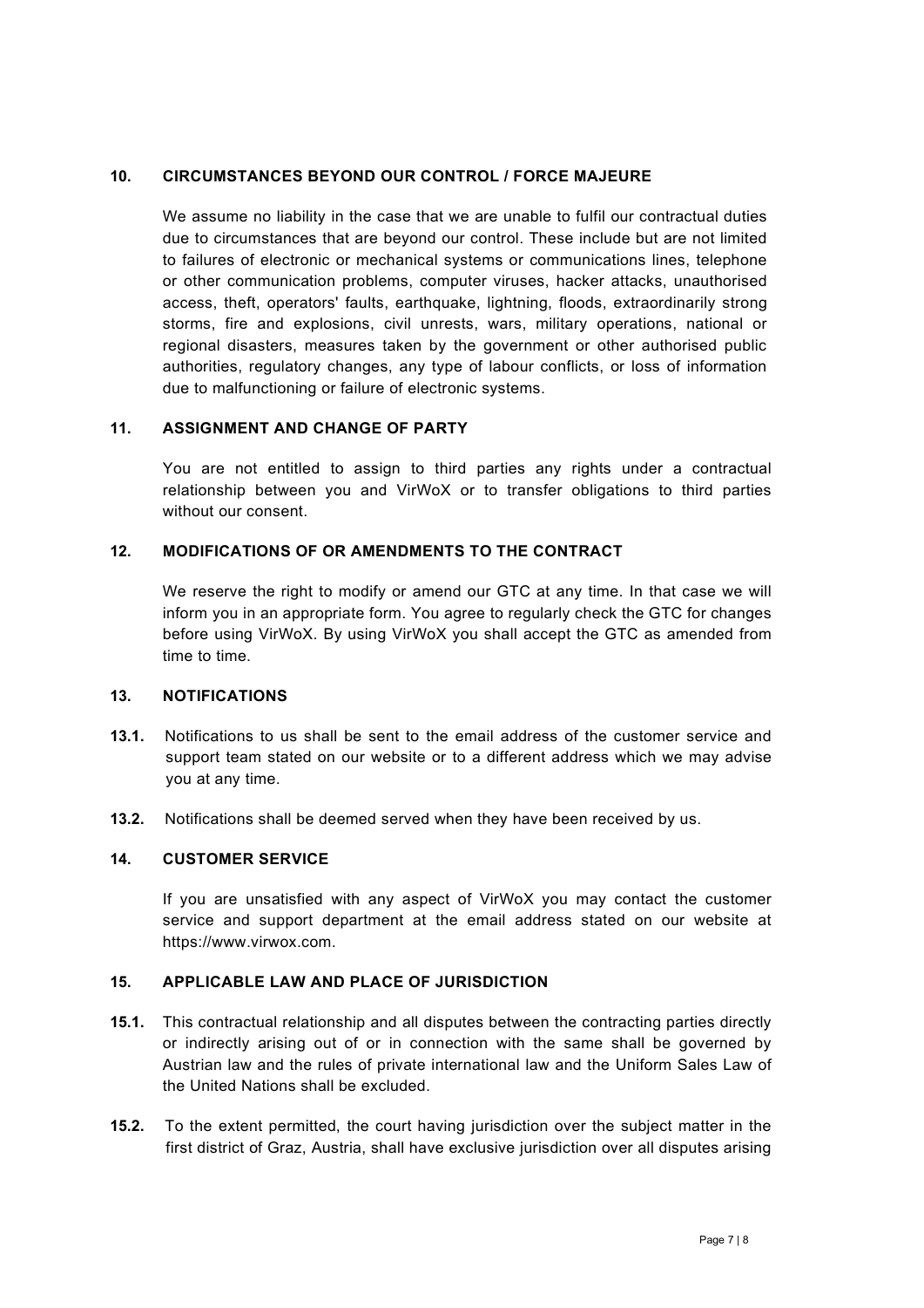## 10. CIRCUMSTANCES BEYOND OUR CONTROL / FORCE MAJEURE

We assume no liability in the case that we are unable to fulfil our contractual duties due to circumstances that are beyond our control. These include but are not limited to failures of electronic or mechanical systems or communications lines, telephone or other communication problems, computer viruses, hacker attacks, unauthorised access, theft, operators' faults, earthquake, lightning, floods, extraordinarily strong storms, fire and explosions, civil unrests, wars, military operations, national or regional disasters, measures taken by the government or other authorised public authorities, regulatory changes, any type of labour conflicts, or loss of information due to malfunctioning or failure of electronic systems.

## 11. ASSIGNMENT AND CHANGE OF PARTY

You are not entitled to assign to third parties any rights under a contractual relationship between you and VirWoX or to transfer obligations to third parties without our consent.

## 12. MODIFICATIONS OF OR AMENDMENTS TO THE CONTRACT

We reserve the right to modify or amend our GTC at any time. In that case we will inform you in an appropriate form. You agree to regularly check the GTC for changes before using VirWoX. By using VirWoX you shall accept the GTC as amended from time to time.

## 13. NOTIFICATIONS

**13.1.** Notifications to us shall be sent to the email address of the customer service and support team stated on our website or to a different address which we may advise you at any time.

**13.2.** Notifications shall be deemed served when they have been received by us.

## 14. CUSTOMER SERVICE

If you are unsatisfied with any aspect of VirWoX you may contact the customer service and support department at the email address stated on our website at https://www.virwox.com.

## 15. APPLICABLE LAW AND PLACE OF JURISDICTION

**15.1.** This contractual relationship and all disputes between the contracting parties directly or indirectly arising out of or in connection with the same shall be governed by Austrian law and the rules of private international law and the Uniform Sales Law of the United Nations shall be excluded.

**15.2.** To the extent permitted, the court having jurisdiction over the subject matter in the first district of Graz, Austria, shall have exclusive jurisdiction over all disputes arising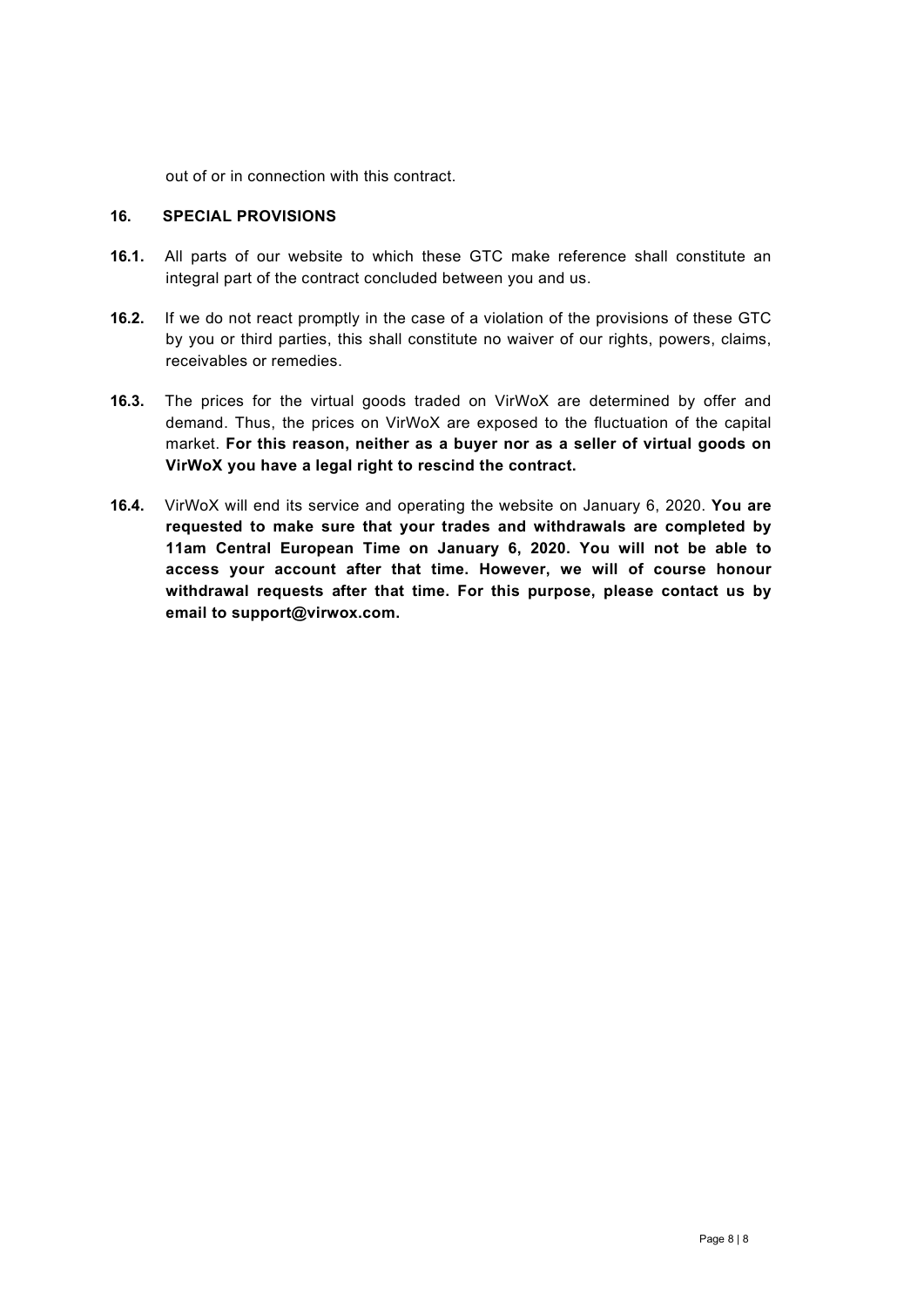out of or in connection with this contract.

## 16. SPECIAL PROVISIONS

**16.1.** All parts of our website to which these GTC make reference shall constitute an integral part of the contract concluded between you and us.

**16.2.** If we do not react promptly in the case of a violation of the provisions of these GTC by you or third parties, this shall constitute no waiver of our rights, powers, claims, receivables or remedies.

**16.3.** The prices for the virtual goods traded on VirWoX are determined by offer and demand. Thus, the prices on VirWoX are exposed to the fluctuation of the capital market. **For this reason, neither as a buyer nor as a seller of virtual goods on VirWoX you have a legal right to rescind the contract.**

**16.4.** VirWoX will end its service and operating the website on January 6, 2020. **You are requested to make sure that your trades and withdrawals are completed by 11am Central European Time on January 6, 2020. You will not be able to access your account after that time. However, we will of course honour withdrawal requests after that time. For this purpose, please contact us by email to support@virwox.com.**